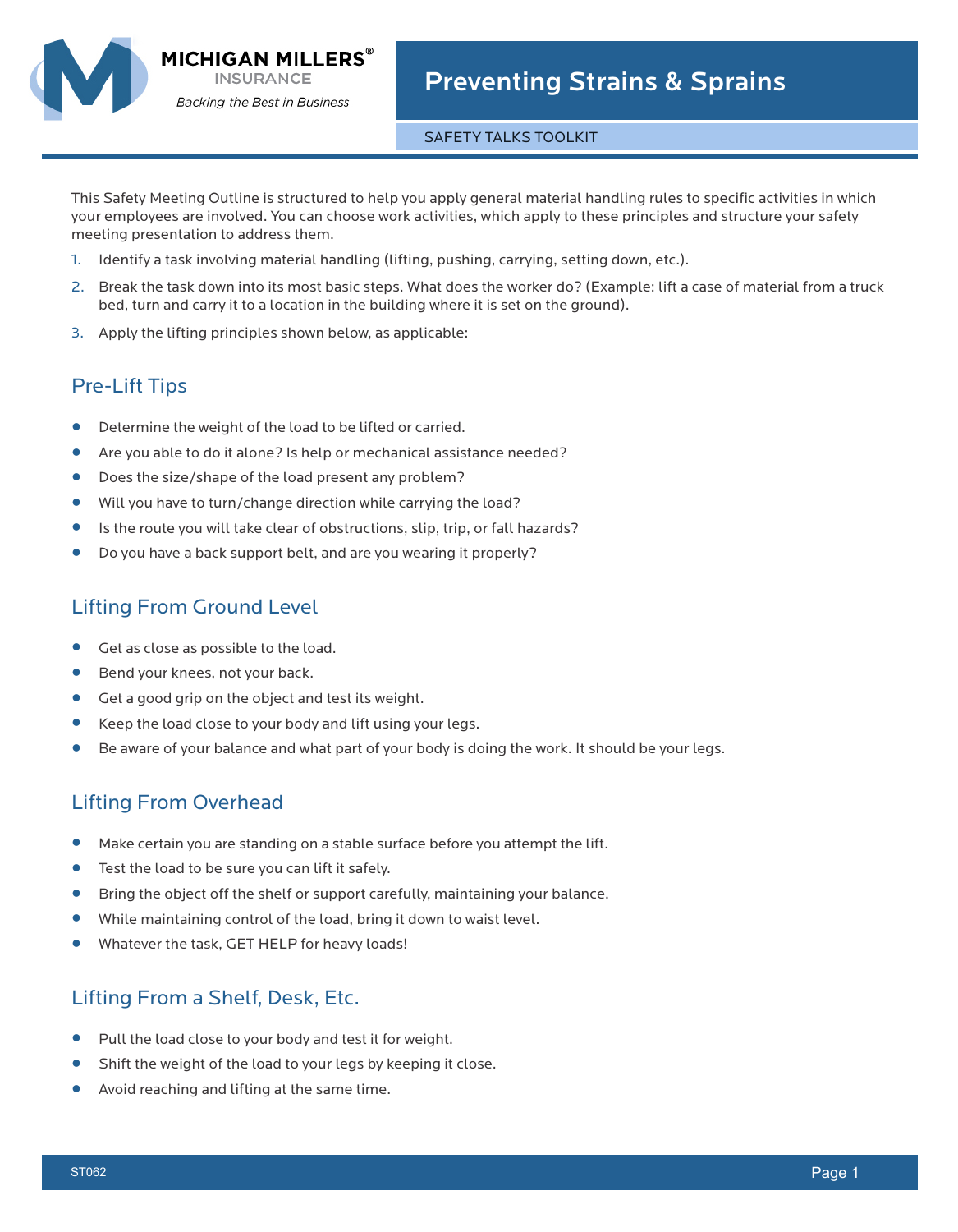MICHIGAN MILLERS®
INSURANCE
*Backing the Best in Business*

# Preventing Strains & Sprains

SAFETY TALKS TOOLKIT

This Safety Meeting Outline is structured to help you apply general material handling rules to specific activities in which your employees are involved. You can choose work activities, which apply to these principles and structure your safety meeting presentation to address them.

1. Identify a task involving material handling (lifting, pushing, carrying, setting down, etc.).
2. Break the task down into its most basic steps. What does the worker do? (Example: lift a case of material from a truck bed, turn and carry it to a location in the building where it is set on the ground).
3. Apply the lifting principles shown below, as applicable:

## Pre-Lift Tips

- Determine the weight of the load to be lifted or carried.
- Are you able to do it alone? Is help or mechanical assistance needed?
- Does the size/shape of the load present any problem?
- Will you have to turn/change direction while carrying the load?
- Is the route you will take clear of obstructions, slip, trip, or fall hazards?
- Do you have a back support belt, and are you wearing it properly?

## Lifting From Ground Level

- Get as close as possible to the load.
- Bend your knees, not your back.
- Get a good grip on the object and test its weight.
- Keep the load close to your body and lift using your legs.
- Be aware of your balance and what part of your body is doing the work. It should be your legs.

## Lifting From Overhead

- Make certain you are standing on a stable surface before you attempt the lift.
- Test the load to be sure you can lift it safely.
- Bring the object off the shelf or support carefully, maintaining your balance.
- While maintaining control of the load, bring it down to waist level.
- Whatever the task, GET HELP for heavy loads!

## Lifting From a Shelf, Desk, Etc.

- Pull the load close to your body and test it for weight.
- Shift the weight of the load to your legs by keeping it close.
- Avoid reaching and lifting at the same time.

ST062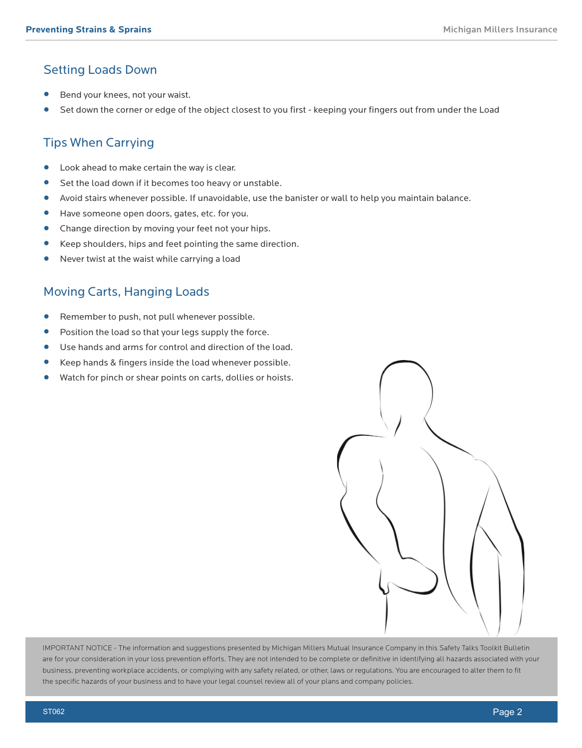## Setting Loads Down

- Bend your knees, not your waist.
- Set down the corner or edge of the object closest to you first - keeping your fingers out from under the Load

## Tips When Carrying

- Look ahead to make certain the way is clear.
- Set the load down if it becomes too heavy or unstable.
- Avoid stairs whenever possible. If unavoidable, use the banister or wall to help you maintain balance.
- Have someone open doors, gates, etc. for you.
- Change direction by moving your feet not your hips.
- Keep shoulders, hips and feet pointing the same direction.
- Never twist at the waist while carrying a load

## Moving Carts, Hanging Loads

- Remember to push, not pull whenever possible.
- Position the load so that your legs supply the force.
- Use hands and arms for control and direction of the load.
- Keep hands & fingers inside the load whenever possible.
- Watch for pinch or shear points on carts, dollies or hoists.

IMPORTANT NOTICE - The information and suggestions presented by Michigan Millers Mutual Insurance Company in this Safety Talks Toolkit Bulletin are for your consideration in your loss prevention efforts. They are not intended to be complete or definitive in identifying all hazards associated with your business, preventing workplace accidents, or complying with any safety related, or other, laws or regulations. You are encouraged to alter them to fit the specific hazards of your business and to have your legal counsel review all of your plans and company policies.

ST062